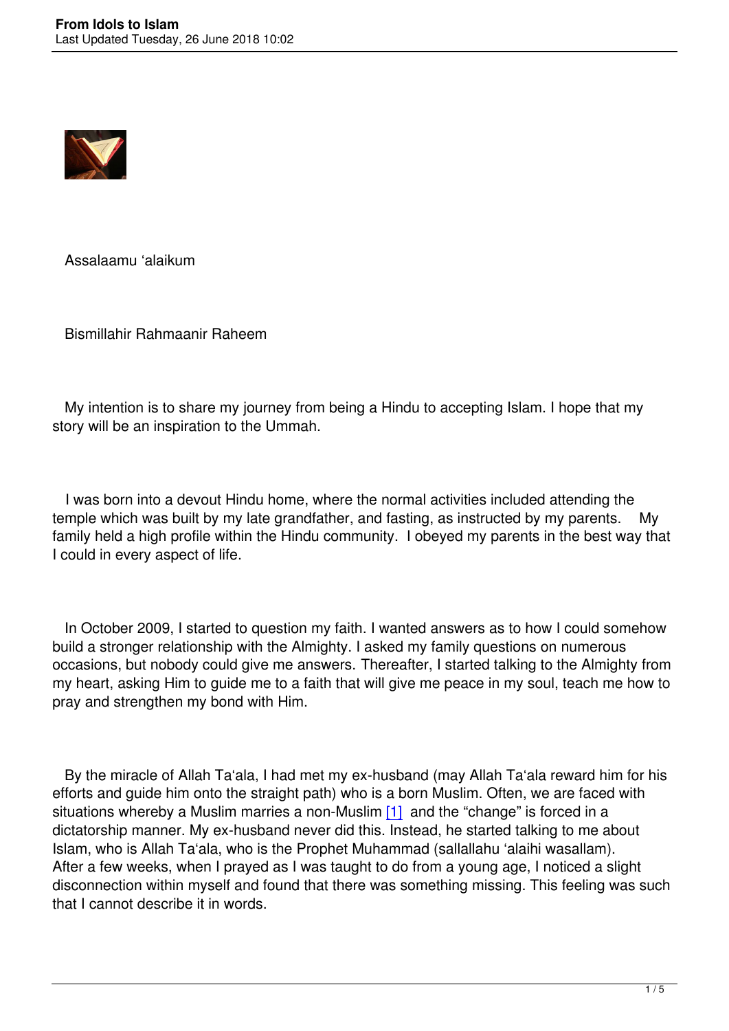Assalaamu ‘alaikum

Bismillahir Rahmaanir Raheem

My intention is to share my journey from being a Hindu to accepting Islam. I hope that my story will be an inspiration to the Ummah.

I was born into a devout Hindu home, where the normal activities included attending the temple which was built by my late grandfather, and fasting, as instructed by my parents. My family held a high profile within the Hindu community. I obeyed my parents in the best way that I could in every aspect of life.

In October 2009, I started to question my faith. I wanted answers as to how I could somehow build a stronger relationship with the Almighty. I asked my family questions on numerous occasions, but nobody could give me answers. Thereafter, I started talking to the Almighty from my heart, asking Him to guide me to a faith that will give me peace in my soul, teach me how to pray and strengthen my bond with Him.

By the miracle of Allah Ta‘ala, I had met my ex-husband (may Allah Ta‘ala reward him for his efforts and guide him onto the straight path) who is a born Muslim. Often, we are faced with situations whereby a Muslim marries a non-Muslim [1] and the “change” is forced in a dictatorship manner. My ex-husband never did this. Instead, he started talking to me about Islam, who is Allah Ta‘ala, who is the Prophet Muhammad (sallallahu ‘alaihi wasallam). After a few weeks, when I prayed as I was taught to do from a young age, I noticed a slight disconnection within myself and found that there was something missing. This feeling was such that I cannot describe it in words.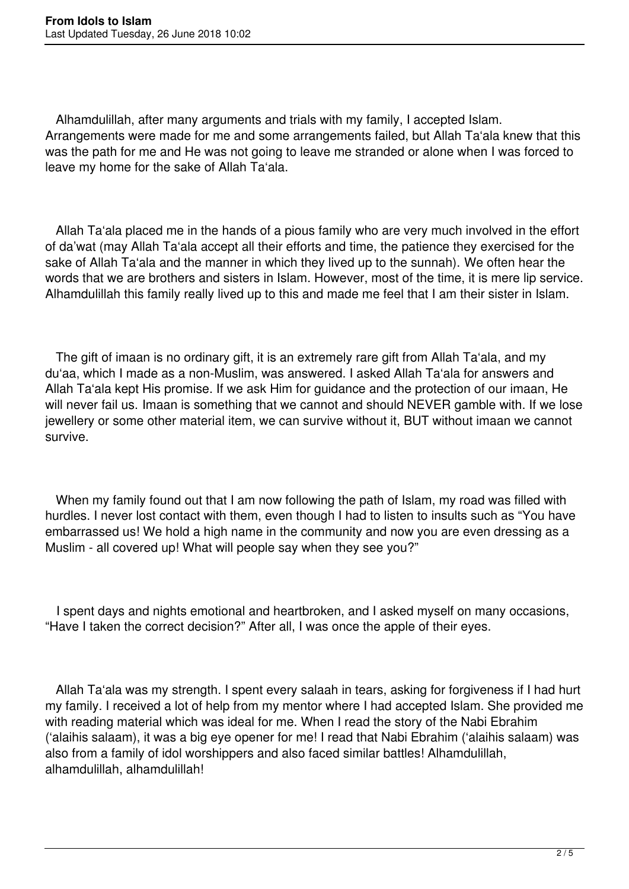Alhamdulillah, after many arguments and trials with my family, I accepted Islam. Arrangements were made for me and some arrangements failed, but Allah Ta'ala knew that this was the path for me and He was not going to leave me stranded or alone when I was forced to leave my home for the sake of Allah Ta'ala.

Allah Ta'ala placed me in the hands of a pious family who are very much involved in the effort of da'wat (may Allah Ta'ala accept all their efforts and time, the patience they exercised for the sake of Allah Ta'ala and the manner in which they lived up to the sunnah). We often hear the words that we are brothers and sisters in Islam. However, most of the time, it is mere lip service. Alhamdulillah this family really lived up to this and made me feel that I am their sister in Islam.

The gift of imaan is no ordinary gift, it is an extremely rare gift from Allah Ta'ala, and my du'aa, which I made as a non-Muslim, was answered. I asked Allah Ta'ala for answers and Allah Ta'ala kept His promise. If we ask Him for guidance and the protection of our imaan, He will never fail us. Imaan is something that we cannot and should NEVER gamble with. If we lose jewellery or some other material item, we can survive without it, BUT without imaan we cannot survive.

When my family found out that I am now following the path of Islam, my road was filled with hurdles. I never lost contact with them, even though I had to listen to insults such as "You have embarrassed us! We hold a high name in the community and now you are even dressing as a Muslim - all covered up! What will people say when they see you?"

I spent days and nights emotional and heartbroken, and I asked myself on many occasions, "Have I taken the correct decision?" After all, I was once the apple of their eyes.

Allah Ta'ala was my strength. I spent every salaah in tears, asking for forgiveness if I had hurt my family. I received a lot of help from my mentor where I had accepted Islam. She provided me with reading material which was ideal for me. When I read the story of the Nabi Ebrahim ('alaihis salaam), it was a big eye opener for me! I read that Nabi Ebrahim ('alaihis salaam) was also from a family of idol worshippers and also faced similar battles! Alhamdulillah, alhamdulillah, alhamdulillah!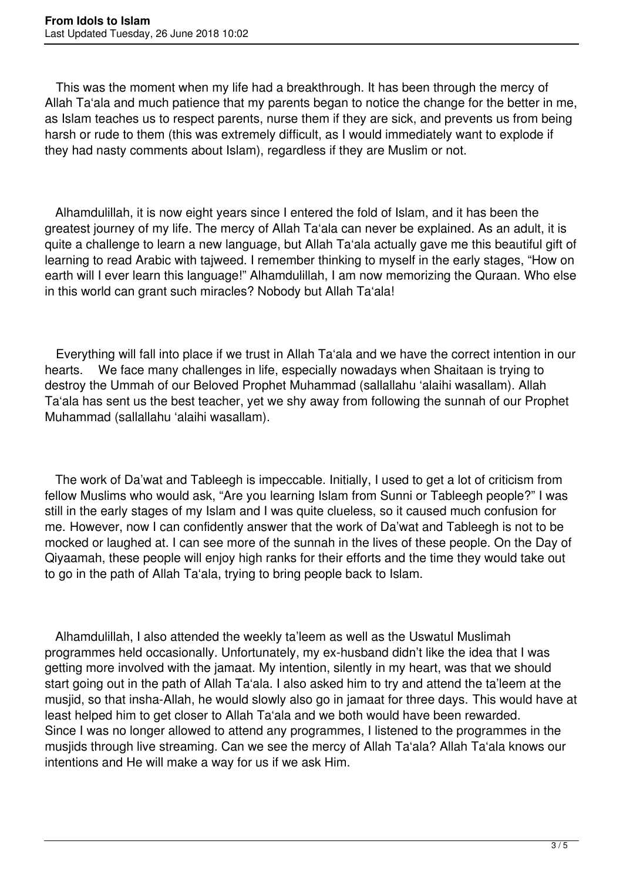This was the moment when my life had a breakthrough. It has been through the mercy of Allah Ta'ala and much patience that my parents began to notice the change for the better in me, as Islam teaches us to respect parents, nurse them if they are sick, and prevents us from being harsh or rude to them (this was extremely difficult, as I would immediately want to explode if they had nasty comments about Islam), regardless if they are Muslim or not.

Alhamdulillah, it is now eight years since I entered the fold of Islam, and it has been the greatest journey of my life. The mercy of Allah Ta'ala can never be explained. As an adult, it is quite a challenge to learn a new language, but Allah Ta'ala actually gave me this beautiful gift of learning to read Arabic with tajweed. I remember thinking to myself in the early stages, "How on earth will I ever learn this language!" Alhamdulillah, I am now memorizing the Quraan. Who else in this world can grant such miracles? Nobody but Allah Ta'ala!

Everything will fall into place if we trust in Allah Ta'ala and we have the correct intention in our hearts. We face many challenges in life, especially nowadays when Shaitaan is trying to destroy the Ummah of our Beloved Prophet Muhammad (sallallahu 'alaihi wasallam). Allah Ta'ala has sent us the best teacher, yet we shy away from following the sunnah of our Prophet Muhammad (sallallahu 'alaihi wasallam).

The work of Da'wat and Tableegh is impeccable. Initially, I used to get a lot of criticism from fellow Muslims who would ask, "Are you learning Islam from Sunni or Tableegh people?" I was still in the early stages of my Islam and I was quite clueless, so it caused much confusion for me. However, now I can confidently answer that the work of Da'wat and Tableegh is not to be mocked or laughed at. I can see more of the sunnah in the lives of these people. On the Day of Qiyaamah, these people will enjoy high ranks for their efforts and the time they would take out to go in the path of Allah Ta'ala, trying to bring people back to Islam.

Alhamdulillah, I also attended the weekly ta'leem as well as the Uswatul Muslimah programmes held occasionally. Unfortunately, my ex-husband didn't like the idea that I was getting more involved with the jamaat. My intention, silently in my heart, was that we should start going out in the path of Allah Ta'ala. I also asked him to try and attend the ta'leem at the musjid, so that insha-Allah, he would slowly also go in jamaat for three days. This would have at least helped him to get closer to Allah Ta'ala and we both would have been rewarded. Since I was no longer allowed to attend any programmes, I listened to the programmes in the musjids through live streaming. Can we see the mercy of Allah Ta'ala? Allah Ta'ala knows our intentions and He will make a way for us if we ask Him.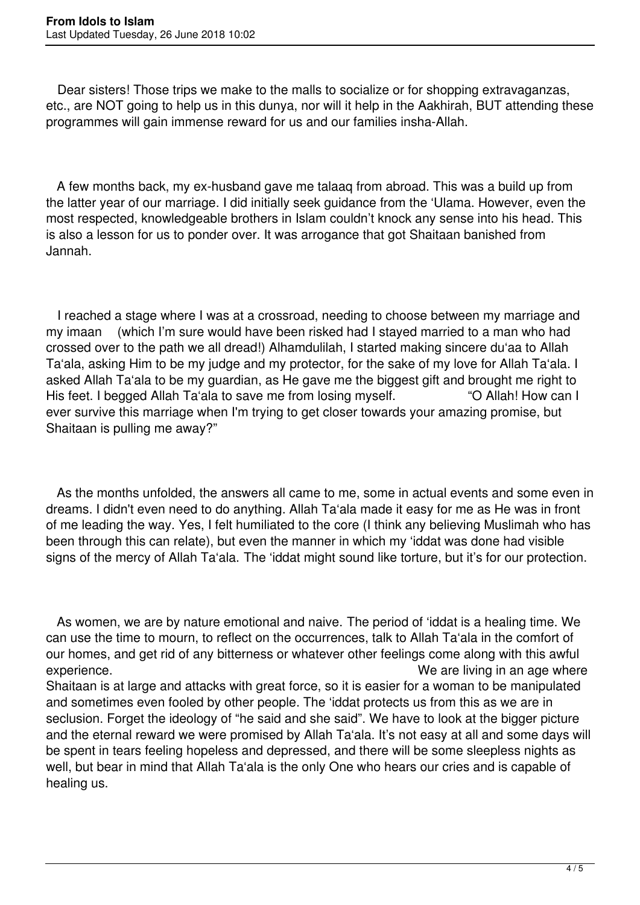Dear sisters! Those trips we make to the malls to socialize or for shopping extravaganzas, etc., are NOT going to help us in this dunya, nor will it help in the Aakhirah, BUT attending these programmes will gain immense reward for us and our families insha-Allah.

A few months back, my ex-husband gave me talaaq from abroad. This was a build up from the latter year of our marriage. I did initially seek guidance from the 'Ulama. However, even the most respected, knowledgeable brothers in Islam couldn't knock any sense into his head. This is also a lesson for us to ponder over. It was arrogance that got Shaitaan banished from Jannah.

I reached a stage where I was at a crossroad, needing to choose between my marriage and my imaan (which I'm sure would have been risked had I stayed married to a man who had crossed over to the path we all dread!) Alhamdulilah, I started making sincere du'aa to Allah Ta'ala, asking Him to be my judge and my protector, for the sake of my love for Allah Ta'ala. I asked Allah Ta'ala to be my guardian, as He gave me the biggest gift and brought me right to His feet. I begged Allah Ta'ala to save me from losing myself. "O Allah! How can I ever survive this marriage when I'm trying to get closer towards your amazing promise, but Shaitaan is pulling me away?"

As the months unfolded, the answers all came to me, some in actual events and some even in dreams. I didn't even need to do anything. Allah Ta'ala made it easy for me as He was in front of me leading the way. Yes, I felt humiliated to the core (I think any believing Muslimah who has been through this can relate), but even the manner in which my 'iddat was done had visible signs of the mercy of Allah Ta'ala. The 'iddat might sound like torture, but it's for our protection.

As women, we are by nature emotional and naive. The period of 'iddat is a healing time. We can use the time to mourn, to reflect on the occurrences, talk to Allah Ta'ala in the comfort of our homes, and get rid of any bitterness or whatever other feelings come along with this awful experience. We are living in an age where Shaitaan is at large and attacks with great force, so it is easier for a woman to be manipulated and sometimes even fooled by other people. The 'iddat protects us from this as we are in seclusion. Forget the ideology of "he said and she said". We have to look at the bigger picture and the eternal reward we were promised by Allah Ta'ala. It's not easy at all and some days will be spent in tears feeling hopeless and depressed, and there will be some sleepless nights as well, but bear in mind that Allah Ta'ala is the only One who hears our cries and is capable of healing us.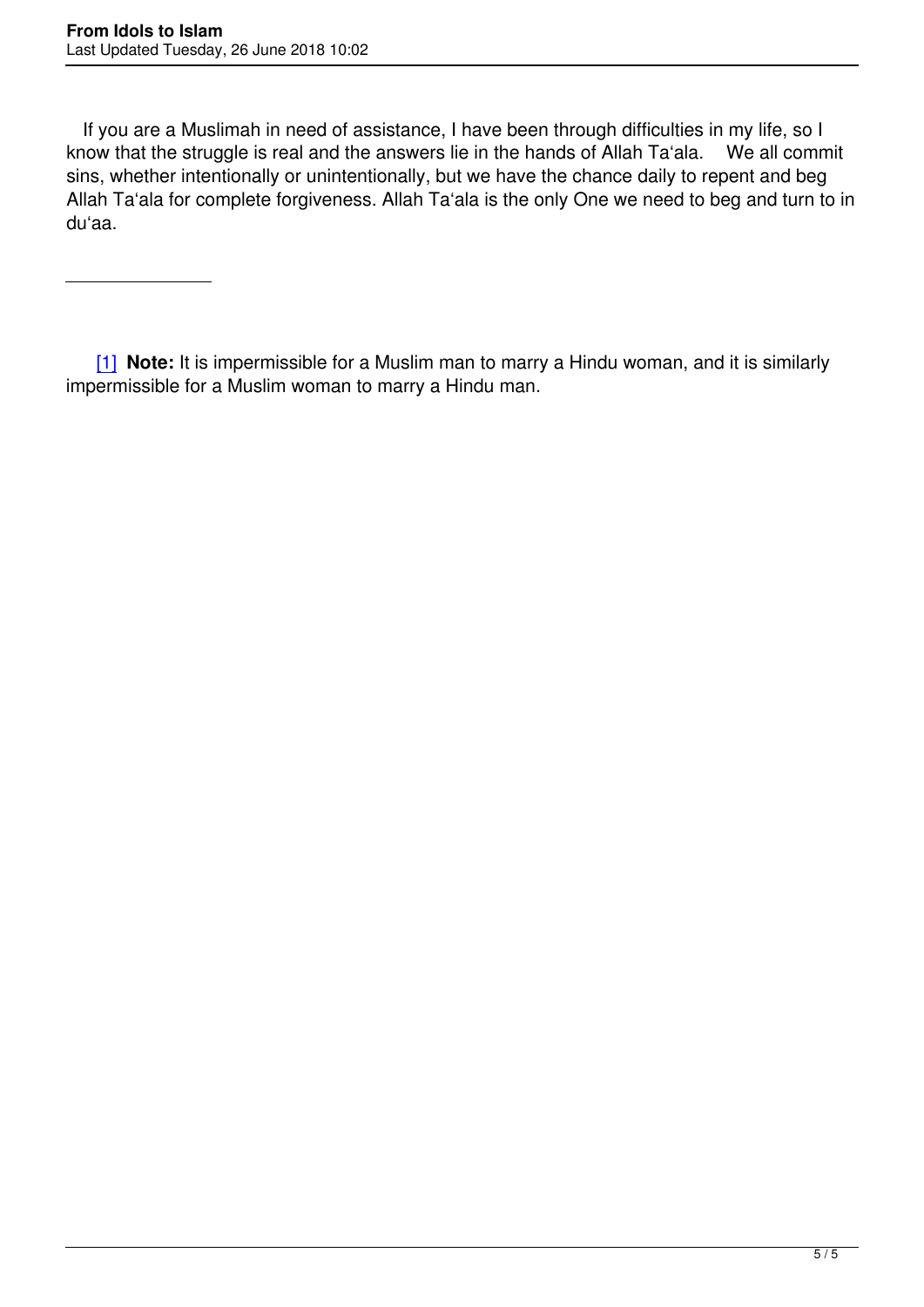If you are a Muslimah in need of assistance, I have been through difficulties in my life, so I know that the struggle is real and the answers lie in the hands of Allah Ta'ala. We all commit sins, whether intentionally or unintentionally, but we have the chance daily to repent and beg Allah Ta'ala for complete forgiveness. Allah Ta'ala is the only One we need to beg and turn to in du'aa.

---

[1] **Note:** It is impermissible for a Muslim man to marry a Hindu woman, and it is similarly impermissible for a Muslim woman to marry a Hindu man.